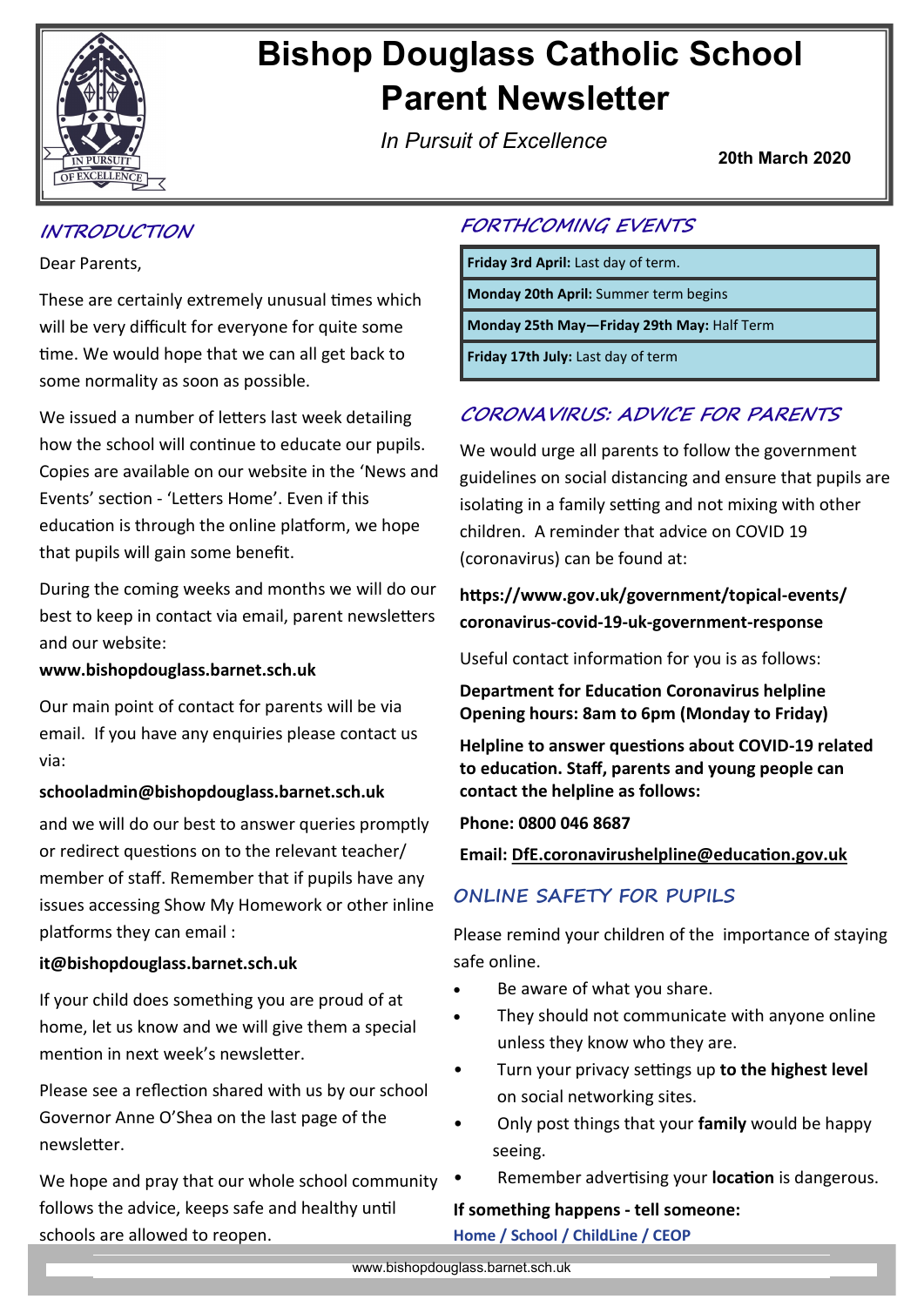# Bishop Douglass Catholic School Parent Newsletter

*In Pursuit of Excellence*

**20th March 2020**

## INTRODUCTION

Dear Parents,

These are certainly extremely unusual times which will be very difficult for everyone for quite some time. We would hope that we can all get back to some normality as soon as possible.

We issued a number of letters last week detailing how the school will continue to educate our pupils. Copies are available on our website in the 'News and Events' section - 'Letters Home'. Even if this education is through the online platform, we hope that pupils will gain some benefit.

During the coming weeks and months we will do our best to keep in contact via email, parent newsletters and our website:

**www.bishopdouglass.barnet.sch.uk**

Our main point of contact for parents will be via email. If you have any enquiries please contact us via:

**schooladmin@bishopdouglass.barnet.sch.uk**

and we will do our best to answer queries promptly or redirect questions on to the relevant teacher/ member of staff. Remember that if pupils have any issues accessing Show My Homework or other inline platforms they can email :

**it@bishopdouglass.barnet.sch.uk**

If your child does something you are proud of at home, let us know and we will give them a special mention in next week's newsletter.

Please see a reflection shared with us by our school Governor Anne O'Shea on the last page of the newsletter.

We hope and pray that our whole school community follows the advice, keeps safe and healthy until schools are allowed to reopen.

## FORTHCOMING EVENTS

| |
|---|
| **Friday 3rd April:** Last day of term. |
| **Monday 20th April:** Summer term begins |
| **Monday 25th May—Friday 29th May:** Half Term |
| **Friday 17th July:** Last day of term |

## CORONAVIRUS: ADVICE FOR PARENTS

We would urge all parents to follow the government guidelines on social distancing and ensure that pupils are isolating in a family setting and not mixing with other children. A reminder that advice on COVID 19 (coronavirus) can be found at:

**https://www.gov.uk/government/topical-events/coronavirus-covid-19-uk-government-response**

Useful contact information for you is as follows:

**Department for Education Coronavirus helpline**
**Opening hours: 8am to 6pm (Monday to Friday)**

**Helpline to answer questions about COVID-19 related to education. Staff, parents and young people can contact the helpline as follows:**

**Phone: 0800 046 8687**

**Email: DfE.coronavirushelpline@education.gov.uk**

## ONLINE SAFETY FOR PUPILS

Please remind your children of the importance of staying safe online.

- Be aware of what you share.
- They should not communicate with anyone online unless they know who they are.
- Turn your privacy settings up **to the highest level** on social networking sites.
- Only post things that your **family** would be happy seeing.
- Remember advertising your **location** is dangerous.

**If something happens - tell someone:**

**Home / School / ChildLine / CEOP**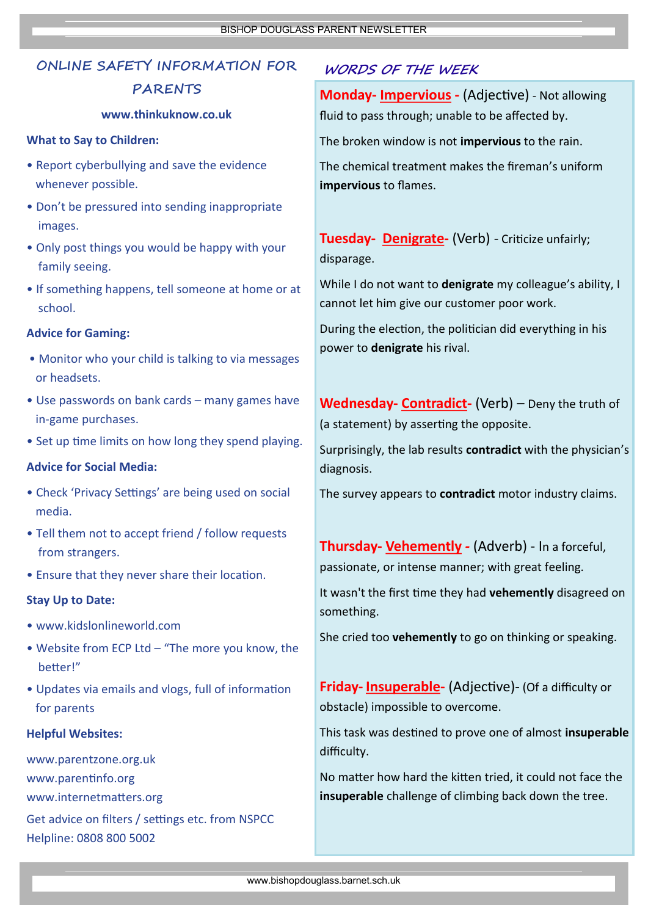## ONLINE SAFETY INFORMATION FOR PARENTS

**www.thinkuknow.co.uk**

**What to Say to Children:**

- Report cyberbullying and save the evidence whenever possible.
- Don't be pressured into sending inappropriate images.
- Only post things you would be happy with your family seeing.
- If something happens, tell someone at home or at school.

**Advice for Gaming:**

- Monitor who your child is talking to via messages or headsets.
- Use passwords on bank cards – many games have in-game purchases.
- Set up time limits on how long they spend playing.

**Advice for Social Media:**

- Check 'Privacy Settings' are being used on social media.
- Tell them not to accept friend / follow requests from strangers.
- Ensure that they never share their location.

**Stay Up to Date:**

- www.kidslonlineworld.com
- Website from ECP Ltd – "The more you know, the better!"
- Updates via emails and vlogs, full of information for parents

**Helpful Websites:**

www.parentzone.org.uk
www.parentinfo.org
www.internetmatters.org
Get advice on filters / settings etc. from NSPCC Helpline: 0808 800 5002

## WORDS OF THE WEEK

**Monday- Impervious -** (Adjective) - Not allowing fluid to pass through; unable to be affected by.

The broken window is not **impervious** to the rain.

The chemical treatment makes the fireman's uniform **impervious** to flames.

**Tuesday- Denigrate-** (Verb) - Criticize unfairly; disparage.

While I do not want to **denigrate** my colleague's ability, I cannot let him give our customer poor work.

During the election, the politician did everything in his power to **denigrate** his rival.

**Wednesday- Contradict-** (Verb) – Deny the truth of (a statement) by asserting the opposite.

Surprisingly, the lab results **contradict** with the physician's diagnosis.

The survey appears to **contradict** motor industry claims.

**Thursday- Vehemently -** (Adverb) - In a forceful, passionate, or intense manner; with great feeling.

It wasn't the first time they had **vehemently** disagreed on something.

She cried too **vehemently** to go on thinking or speaking.

**Friday- Insuperable-** (Adjective)- (Of a difficulty or obstacle) impossible to overcome.

This task was destined to prove one of almost **insuperable** difficulty.

No matter how hard the kitten tried, it could not face the **insuperable** challenge of climbing back down the tree.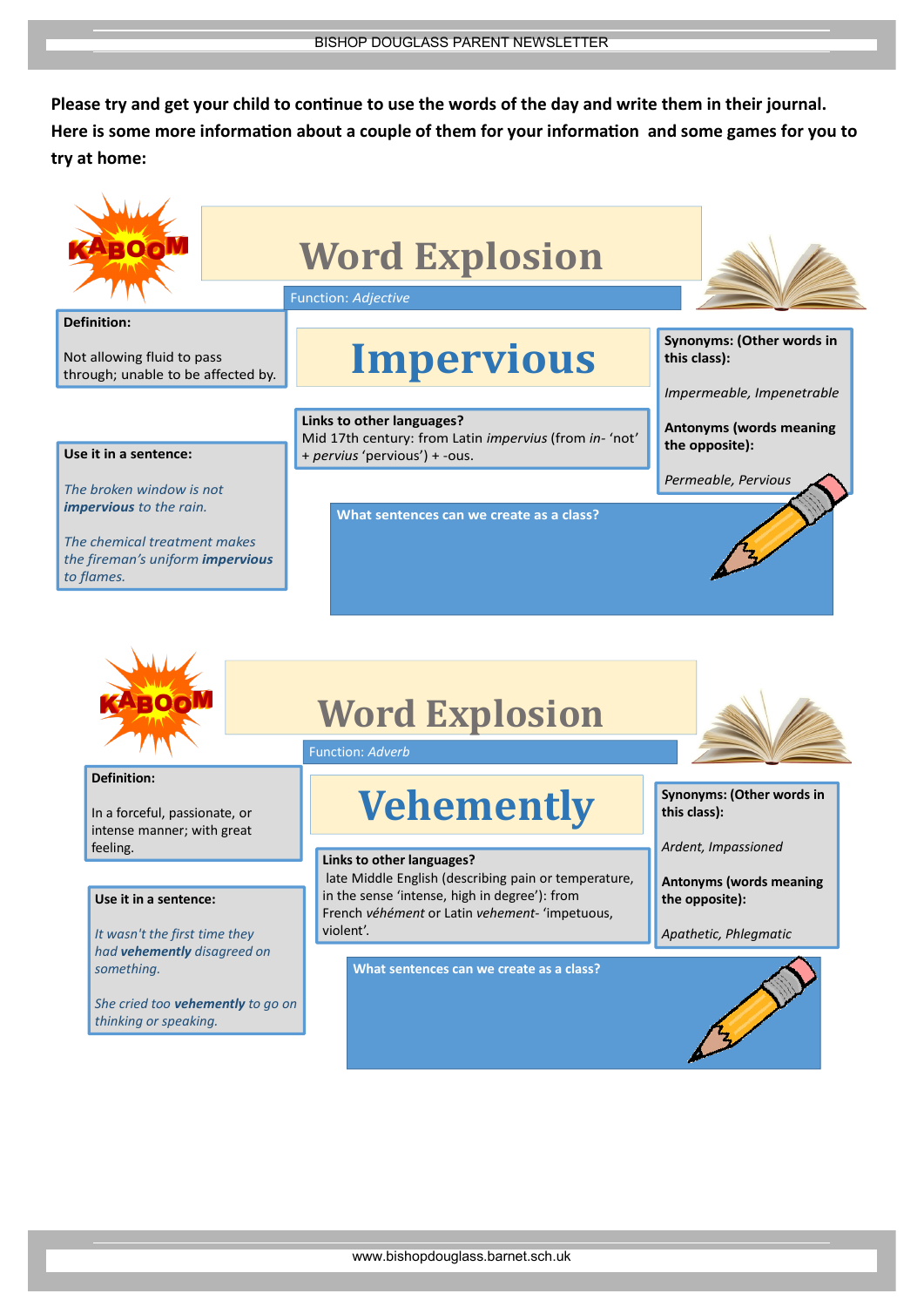**Please try and get your child to continue to use the words of the day and write them in their journal. Here is some more information about a couple of them for your information and some games for you to try at home:**

## Word Explosion

Function: *Adjective*

# Impervious

**Definition:**

Not allowing fluid to pass through; unable to be affected by.

**Links to other languages?**
Mid 17th century: from Latin *impervius* (from *in-* 'not' + *pervius* 'pervious') + -ous.

**Synonyms: (Other words in this class):**

*Impermeable, Impenetrable*

**Antonyms (words meaning the opposite):**

*Permeable, Pervious*

**Use it in a sentence:**

*The broken window is not **impervious** to the rain.*

*The chemical treatment makes the fireman's uniform **impervious** to flames.*

**What sentences can we create as a class?**

## Word Explosion

Function: *Adverb*

# Vehemently

**Definition:**

In a forceful, passionate, or intense manner; with great feeling.

**Links to other languages?**
late Middle English (describing pain or temperature, in the sense 'intense, high in degree'): from French *véhément* or Latin *vehement-* 'impetuous, violent'.

**Synonyms: (Other words in this class):**

*Ardent, Impassioned*

**Antonyms (words meaning the opposite):**

*Apathetic, Phlegmatic*

**Use it in a sentence:**

*It wasn't the first time they had **vehemently** disagreed on something.*

*She cried too **vehemently** to go on thinking or speaking.*

**What sentences can we create as a class?**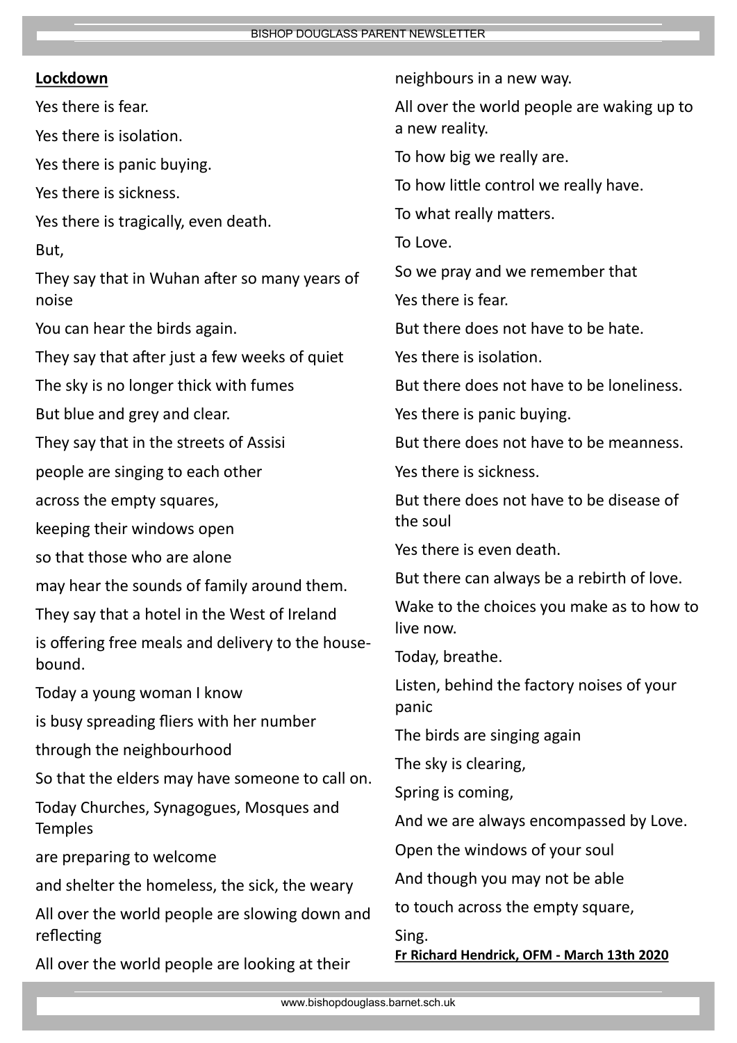**Lockdown**

Yes there is fear.

Yes there is isolation.

Yes there is panic buying.

Yes there is sickness.

Yes there is tragically, even death.

But,

They say that in Wuhan after so many years of noise

You can hear the birds again.

They say that after just a few weeks of quiet

The sky is no longer thick with fumes

But blue and grey and clear.

They say that in the streets of Assisi

people are singing to each other

across the empty squares,

keeping their windows open

so that those who are alone

may hear the sounds of family around them.

They say that a hotel in the West of Ireland

is offering free meals and delivery to the house-bound.

Today a young woman I know

is busy spreading fliers with her number

through the neighbourhood

So that the elders may have someone to call on.

Today Churches, Synagogues, Mosques and Temples

are preparing to welcome

and shelter the homeless, the sick, the weary

All over the world people are slowing down and reflecting

All over the world people are looking at their neighbours in a new way.

All over the world people are waking up to a new reality.

To how big we really are.

To how little control we really have.

To what really matters.

To Love.

So we pray and we remember that

Yes there is fear.

But there does not have to be hate.

Yes there is isolation.

But there does not have to be loneliness.

Yes there is panic buying.

But there does not have to be meanness.

Yes there is sickness.

But there does not have to be disease of the soul

Yes there is even death.

But there can always be a rebirth of love.

Wake to the choices you make as to how to live now.

Today, breathe.

Listen, behind the factory noises of your panic

The birds are singing again

The sky is clearing,

Spring is coming,

And we are always encompassed by Love.

Open the windows of your soul

And though you may not be able

to touch across the empty square,

Sing.

**Fr Richard Hendrick, OFM - March 13th 2020**